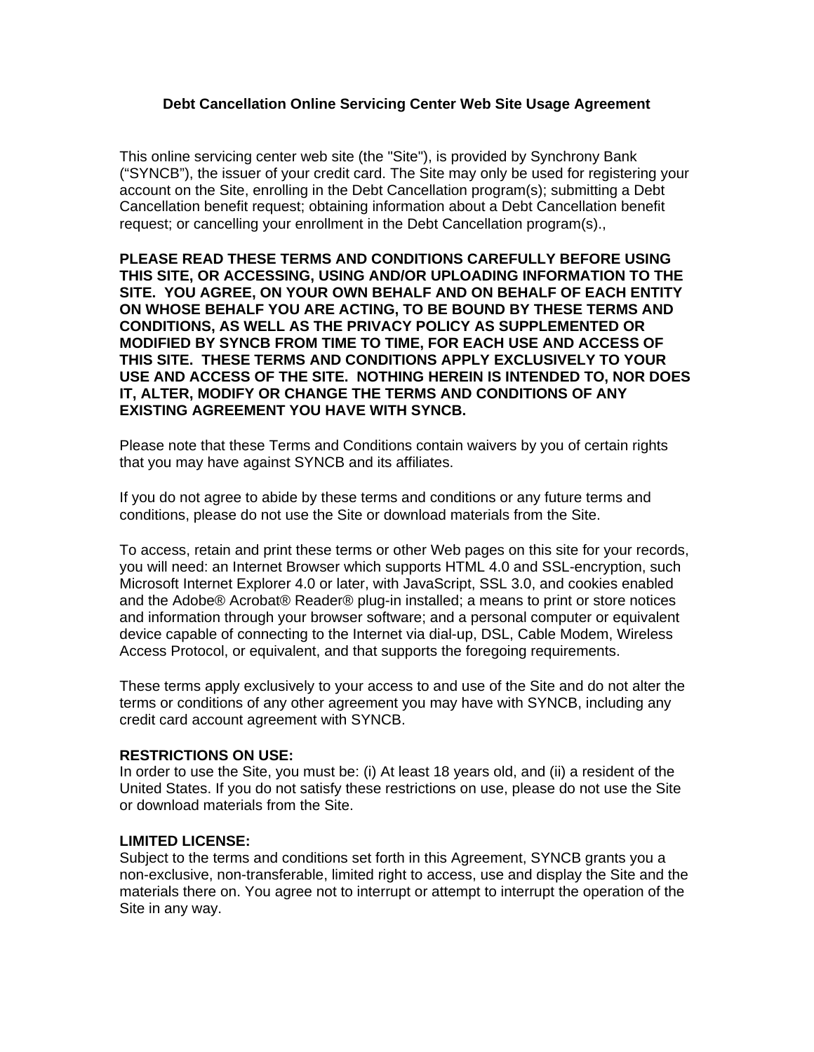# Debt Cancellation Online Servicing Center Web Site Usage Agreement

This online servicing center web site (the "Site"), is provided by Synchrony Bank ("SYNCB"), the issuer of your credit card. The Site may only be used for registering your account on the Site, enrolling in the Debt Cancellation program(s); submitting a Debt Cancellation benefit request; obtaining information about a Debt Cancellation benefit request; or cancelling your enrollment in the Debt Cancellation program(s).,

**PLEASE READ THESE TERMS AND CONDITIONS CAREFULLY BEFORE USING THIS SITE, OR ACCESSING, USING AND/OR UPLOADING INFORMATION TO THE SITE. YOU AGREE, ON YOUR OWN BEHALF AND ON BEHALF OF EACH ENTITY ON WHOSE BEHALF YOU ARE ACTING, TO BE BOUND BY THESE TERMS AND CONDITIONS, AS WELL AS THE PRIVACY POLICY AS SUPPLEMENTED OR MODIFIED BY SYNCB FROM TIME TO TIME, FOR EACH USE AND ACCESS OF THIS SITE. THESE TERMS AND CONDITIONS APPLY EXCLUSIVELY TO YOUR USE AND ACCESS OF THE SITE. NOTHING HEREIN IS INTENDED TO, NOR DOES IT, ALTER, MODIFY OR CHANGE THE TERMS AND CONDITIONS OF ANY EXISTING AGREEMENT YOU HAVE WITH SYNCB.**

Please note that these Terms and Conditions contain waivers by you of certain rights that you may have against SYNCB and its affiliates.

If you do not agree to abide by these terms and conditions or any future terms and conditions, please do not use the Site or download materials from the Site.

To access, retain and print these terms or other Web pages on this site for your records, you will need: an Internet Browser which supports HTML 4.0 and SSL-encryption, such Microsoft Internet Explorer 4.0 or later, with JavaScript, SSL 3.0, and cookies enabled and the Adobe® Acrobat® Reader® plug-in installed; a means to print or store notices and information through your browser software; and a personal computer or equivalent device capable of connecting to the Internet via dial-up, DSL, Cable Modem, Wireless Access Protocol, or equivalent, and that supports the foregoing requirements.

These terms apply exclusively to your access to and use of the Site and do not alter the terms or conditions of any other agreement you may have with SYNCB, including any credit card account agreement with SYNCB.

**RESTRICTIONS ON USE:**
In order to use the Site, you must be: (i) At least 18 years old, and (ii) a resident of the United States. If you do not satisfy these restrictions on use, please do not use the Site or download materials from the Site.

**LIMITED LICENSE:**
Subject to the terms and conditions set forth in this Agreement, SYNCB grants you a non-exclusive, non-transferable, limited right to access, use and display the Site and the materials there on. You agree not to interrupt or attempt to interrupt the operation of the Site in any way.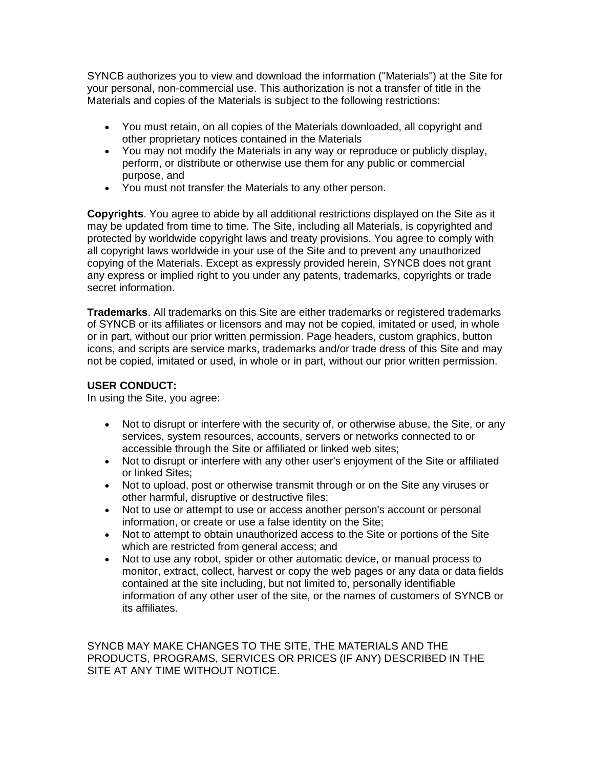SYNCB authorizes you to view and download the information ("Materials") at the Site for your personal, non-commercial use. This authorization is not a transfer of title in the Materials and copies of the Materials is subject to the following restrictions:

- You must retain, on all copies of the Materials downloaded, all copyright and other proprietary notices contained in the Materials
- You may not modify the Materials in any way or reproduce or publicly display, perform, or distribute or otherwise use them for any public or commercial purpose, and
- You must not transfer the Materials to any other person.

**Copyrights**. You agree to abide by all additional restrictions displayed on the Site as it may be updated from time to time. The Site, including all Materials, is copyrighted and protected by worldwide copyright laws and treaty provisions. You agree to comply with all copyright laws worldwide in your use of the Site and to prevent any unauthorized copying of the Materials. Except as expressly provided herein, SYNCB does not grant any express or implied right to you under any patents, trademarks, copyrights or trade secret information.

**Trademarks**. All trademarks on this Site are either trademarks or registered trademarks of SYNCB or its affiliates or licensors and may not be copied, imitated or used, in whole or in part, without our prior written permission. Page headers, custom graphics, button icons, and scripts are service marks, trademarks and/or trade dress of this Site and may not be copied, imitated or used, in whole or in part, without our prior written permission.

**USER CONDUCT:**
In using the Site, you agree:

- Not to disrupt or interfere with the security of, or otherwise abuse, the Site, or any services, system resources, accounts, servers or networks connected to or accessible through the Site or affiliated or linked web sites;
- Not to disrupt or interfere with any other user's enjoyment of the Site or affiliated or linked Sites;
- Not to upload, post or otherwise transmit through or on the Site any viruses or other harmful, disruptive or destructive files;
- Not to use or attempt to use or access another person's account or personal information, or create or use a false identity on the Site;
- Not to attempt to obtain unauthorized access to the Site or portions of the Site which are restricted from general access; and
- Not to use any robot, spider or other automatic device, or manual process to monitor, extract, collect, harvest or copy the web pages or any data or data fields contained at the site including, but not limited to, personally identifiable information of any other user of the site, or the names of customers of SYNCB or its affiliates.

SYNCB MAY MAKE CHANGES TO THE SITE, THE MATERIALS AND THE PRODUCTS, PROGRAMS, SERVICES OR PRICES (IF ANY) DESCRIBED IN THE SITE AT ANY TIME WITHOUT NOTICE.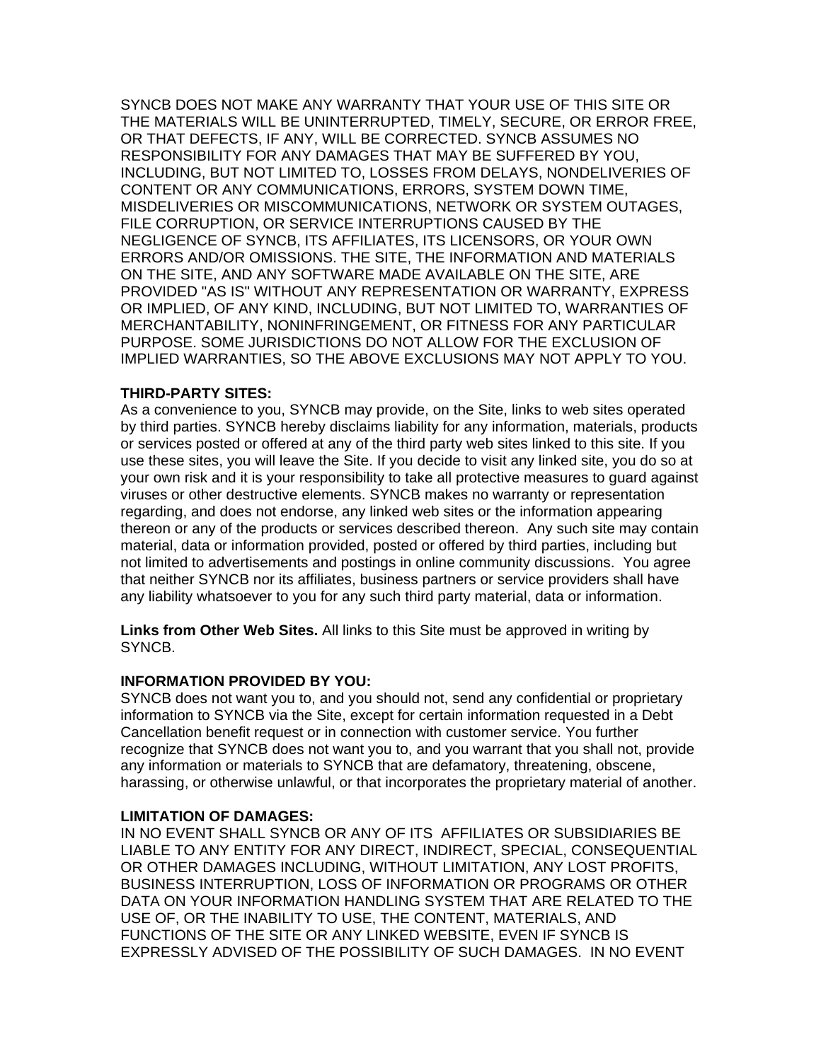SYNCB DOES NOT MAKE ANY WARRANTY THAT YOUR USE OF THIS SITE OR THE MATERIALS WILL BE UNINTERRUPTED, TIMELY, SECURE, OR ERROR FREE, OR THAT DEFECTS, IF ANY, WILL BE CORRECTED. SYNCB ASSUMES NO RESPONSIBILITY FOR ANY DAMAGES THAT MAY BE SUFFERED BY YOU, INCLUDING, BUT NOT LIMITED TO, LOSSES FROM DELAYS, NONDELIVERIES OF CONTENT OR ANY COMMUNICATIONS, ERRORS, SYSTEM DOWN TIME, MISDELIVERIES OR MISCOMMUNICATIONS, NETWORK OR SYSTEM OUTAGES, FILE CORRUPTION, OR SERVICE INTERRUPTIONS CAUSED BY THE NEGLIGENCE OF SYNCB, ITS AFFILIATES, ITS LICENSORS, OR YOUR OWN ERRORS AND/OR OMISSIONS. THE SITE, THE INFORMATION AND MATERIALS ON THE SITE, AND ANY SOFTWARE MADE AVAILABLE ON THE SITE, ARE PROVIDED "AS IS" WITHOUT ANY REPRESENTATION OR WARRANTY, EXPRESS OR IMPLIED, OF ANY KIND, INCLUDING, BUT NOT LIMITED TO, WARRANTIES OF MERCHANTABILITY, NONINFRINGEMENT, OR FITNESS FOR ANY PARTICULAR PURPOSE. SOME JURISDICTIONS DO NOT ALLOW FOR THE EXCLUSION OF IMPLIED WARRANTIES, SO THE ABOVE EXCLUSIONS MAY NOT APPLY TO YOU.

**THIRD-PARTY SITES:**
As a convenience to you, SYNCB may provide, on the Site, links to web sites operated by third parties. SYNCB hereby disclaims liability for any information, materials, products or services posted or offered at any of the third party web sites linked to this site. If you use these sites, you will leave the Site. If you decide to visit any linked site, you do so at your own risk and it is your responsibility to take all protective measures to guard against viruses or other destructive elements. SYNCB makes no warranty or representation regarding, and does not endorse, any linked web sites or the information appearing thereon or any of the products or services described thereon. Any such site may contain material, data or information provided, posted or offered by third parties, including but not limited to advertisements and postings in online community discussions. You agree that neither SYNCB nor its affiliates, business partners or service providers shall have any liability whatsoever to you for any such third party material, data or information.

**Links from Other Web Sites.** All links to this Site must be approved in writing by SYNCB.

**INFORMATION PROVIDED BY YOU:**
SYNCB does not want you to, and you should not, send any confidential or proprietary information to SYNCB via the Site, except for certain information requested in a Debt Cancellation benefit request or in connection with customer service. You further recognize that SYNCB does not want you to, and you warrant that you shall not, provide any information or materials to SYNCB that are defamatory, threatening, obscene, harassing, or otherwise unlawful, or that incorporates the proprietary material of another.

**LIMITATION OF DAMAGES:**
IN NO EVENT SHALL SYNCB OR ANY OF ITS AFFILIATES OR SUBSIDIARIES BE LIABLE TO ANY ENTITY FOR ANY DIRECT, INDIRECT, SPECIAL, CONSEQUENTIAL OR OTHER DAMAGES INCLUDING, WITHOUT LIMITATION, ANY LOST PROFITS, BUSINESS INTERRUPTION, LOSS OF INFORMATION OR PROGRAMS OR OTHER DATA ON YOUR INFORMATION HANDLING SYSTEM THAT ARE RELATED TO THE USE OF, OR THE INABILITY TO USE, THE CONTENT, MATERIALS, AND FUNCTIONS OF THE SITE OR ANY LINKED WEBSITE, EVEN IF SYNCB IS EXPRESSLY ADVISED OF THE POSSIBILITY OF SUCH DAMAGES. IN NO EVENT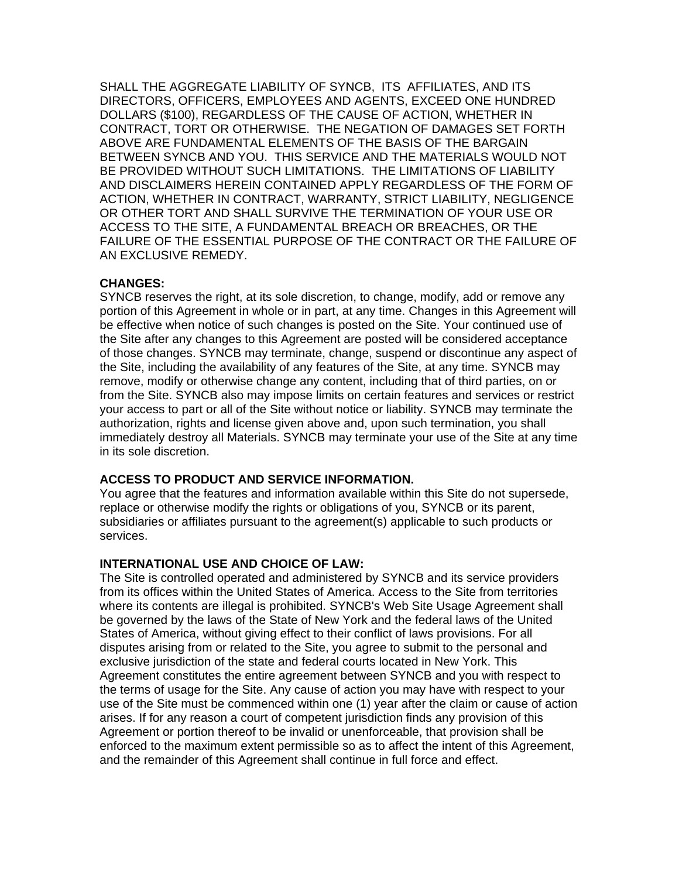SHALL THE AGGREGATE LIABILITY OF SYNCB, ITS AFFILIATES, AND ITS DIRECTORS, OFFICERS, EMPLOYEES AND AGENTS, EXCEED ONE HUNDRED DOLLARS ($100), REGARDLESS OF THE CAUSE OF ACTION, WHETHER IN CONTRACT, TORT OR OTHERWISE. THE NEGATION OF DAMAGES SET FORTH ABOVE ARE FUNDAMENTAL ELEMENTS OF THE BASIS OF THE BARGAIN BETWEEN SYNCB AND YOU. THIS SERVICE AND THE MATERIALS WOULD NOT BE PROVIDED WITHOUT SUCH LIMITATIONS. THE LIMITATIONS OF LIABILITY AND DISCLAIMERS HEREIN CONTAINED APPLY REGARDLESS OF THE FORM OF ACTION, WHETHER IN CONTRACT, WARRANTY, STRICT LIABILITY, NEGLIGENCE OR OTHER TORT AND SHALL SURVIVE THE TERMINATION OF YOUR USE OR ACCESS TO THE SITE, A FUNDAMENTAL BREACH OR BREACHES, OR THE FAILURE OF THE ESSENTIAL PURPOSE OF THE CONTRACT OR THE FAILURE OF AN EXCLUSIVE REMEDY.

**CHANGES:**
SYNCB reserves the right, at its sole discretion, to change, modify, add or remove any portion of this Agreement in whole or in part, at any time. Changes in this Agreement will be effective when notice of such changes is posted on the Site. Your continued use of the Site after any changes to this Agreement are posted will be considered acceptance of those changes. SYNCB may terminate, change, suspend or discontinue any aspect of the Site, including the availability of any features of the Site, at any time. SYNCB may remove, modify or otherwise change any content, including that of third parties, on or from the Site. SYNCB also may impose limits on certain features and services or restrict your access to part or all of the Site without notice or liability. SYNCB may terminate the authorization, rights and license given above and, upon such termination, you shall immediately destroy all Materials. SYNCB may terminate your use of the Site at any time in its sole discretion.

**ACCESS TO PRODUCT AND SERVICE INFORMATION.**
You agree that the features and information available within this Site do not supersede, replace or otherwise modify the rights or obligations of you, SYNCB or its parent, subsidiaries or affiliates pursuant to the agreement(s) applicable to such products or services.

**INTERNATIONAL USE AND CHOICE OF LAW:**
The Site is controlled operated and administered by SYNCB and its service providers from its offices within the United States of America. Access to the Site from territories where its contents are illegal is prohibited. SYNCB's Web Site Usage Agreement shall be governed by the laws of the State of New York and the federal laws of the United States of America, without giving effect to their conflict of laws provisions. For all disputes arising from or related to the Site, you agree to submit to the personal and exclusive jurisdiction of the state and federal courts located in New York. This Agreement constitutes the entire agreement between SYNCB and you with respect to the terms of usage for the Site. Any cause of action you may have with respect to your use of the Site must be commenced within one (1) year after the claim or cause of action arises. If for any reason a court of competent jurisdiction finds any provision of this Agreement or portion thereof to be invalid or unenforceable, that provision shall be enforced to the maximum extent permissible so as to affect the intent of this Agreement, and the remainder of this Agreement shall continue in full force and effect.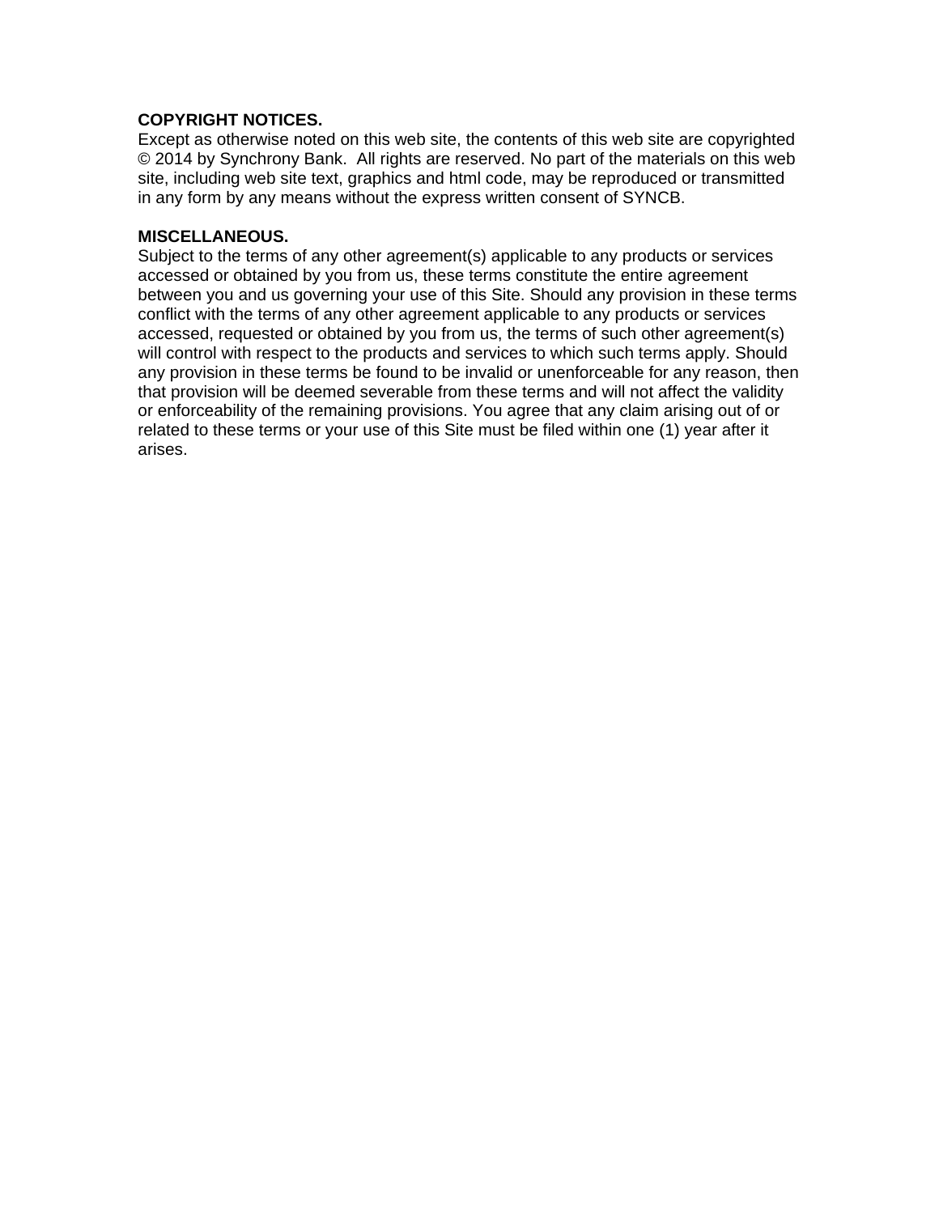**COPYRIGHT NOTICES.**
Except as otherwise noted on this web site, the contents of this web site are copyrighted © 2014 by Synchrony Bank. All rights are reserved. No part of the materials on this web site, including web site text, graphics and html code, may be reproduced or transmitted in any form by any means without the express written consent of SYNCB.

**MISCELLANEOUS.**
Subject to the terms of any other agreement(s) applicable to any products or services accessed or obtained by you from us, these terms constitute the entire agreement between you and us governing your use of this Site. Should any provision in these terms conflict with the terms of any other agreement applicable to any products or services accessed, requested or obtained by you from us, the terms of such other agreement(s) will control with respect to the products and services to which such terms apply. Should any provision in these terms be found to be invalid or unenforceable for any reason, then that provision will be deemed severable from these terms and will not affect the validity or enforceability of the remaining provisions. You agree that any claim arising out of or related to these terms or your use of this Site must be filed within one (1) year after it arises.